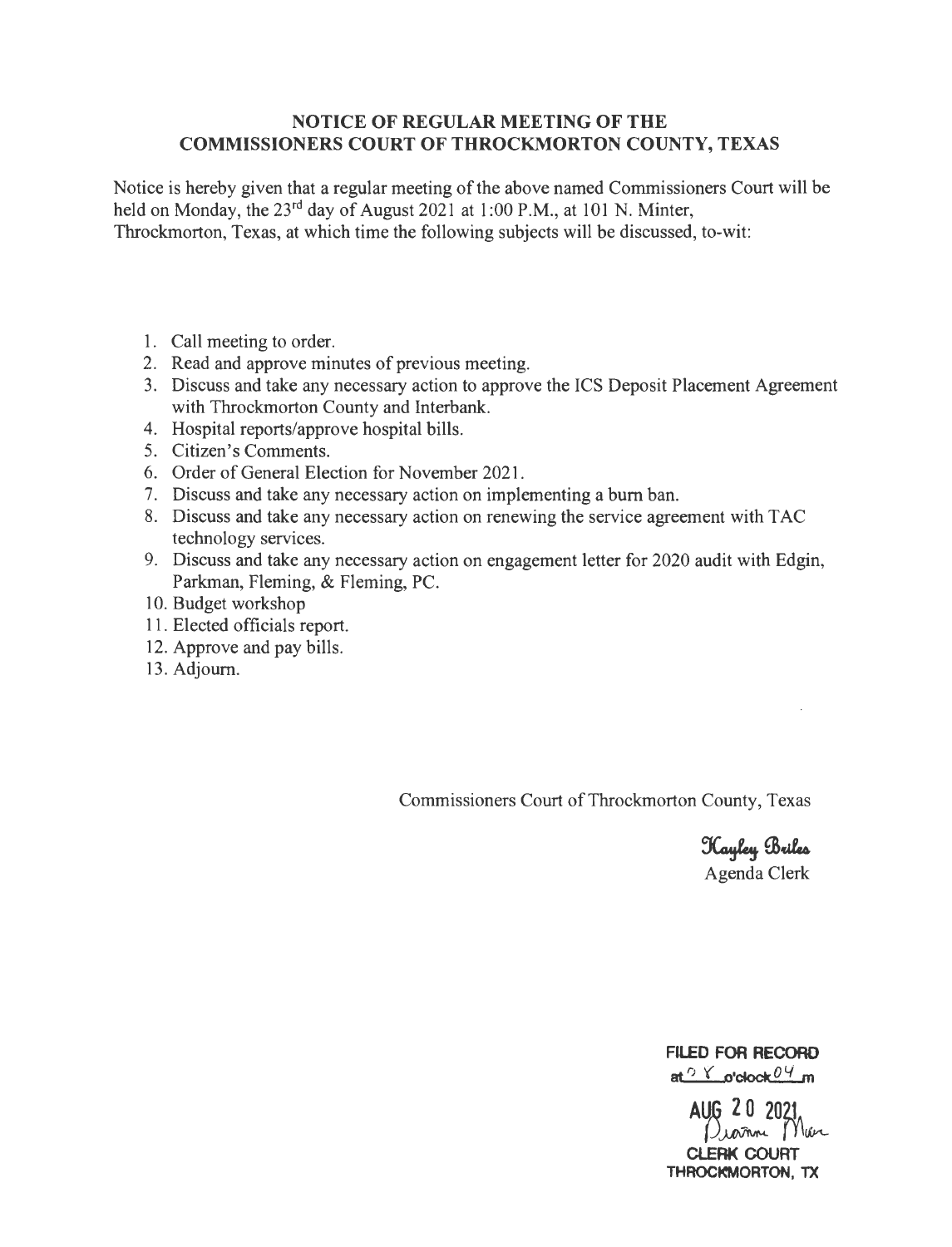# NOTICE OF REGULAR MEETING OF THE COMMISSIONERS COURT OF THROCKMORTON COUNTY, TEXAS

Notice is hereby given that a regular meeting of the above named Commissioners Court will be held on Monday, the 23rd day of August 2021 at 1:00 P.M., at 101 N. Minter, Throckmorton, Texas, at which time the following subjects will be discussed, to-wit:

1. Call meeting to order.
2. Read and approve minutes of previous meeting.
3. Discuss and take any necessary action to approve the ICS Deposit Placement Agreement with Throckmorton County and Interbank.
4. Hospital reports/approve hospital bills.
5. Citizen's Comments.
6. Order of General Election for November 2021.
7. Discuss and take any necessary action on implementing a burn ban.
8. Discuss and take any necessary action on renewing the service agreement with TAC technology services.
9. Discuss and take any necessary action on engagement letter for 2020 audit with Edgin, Parkman, Fleming, & Fleming, PC.
10. Budget workshop
11. Elected officials report.
12. Approve and pay bills.
13. Adjourn.

Commissioners Court of Throckmorton County, Texas

Kayley Briles
Agenda Clerk

FILED FOR RECORD
at 08 o'clock 04 m

AUG 20 2021
Dianne Moore

CLERK COURT
THROCKMORTON, TX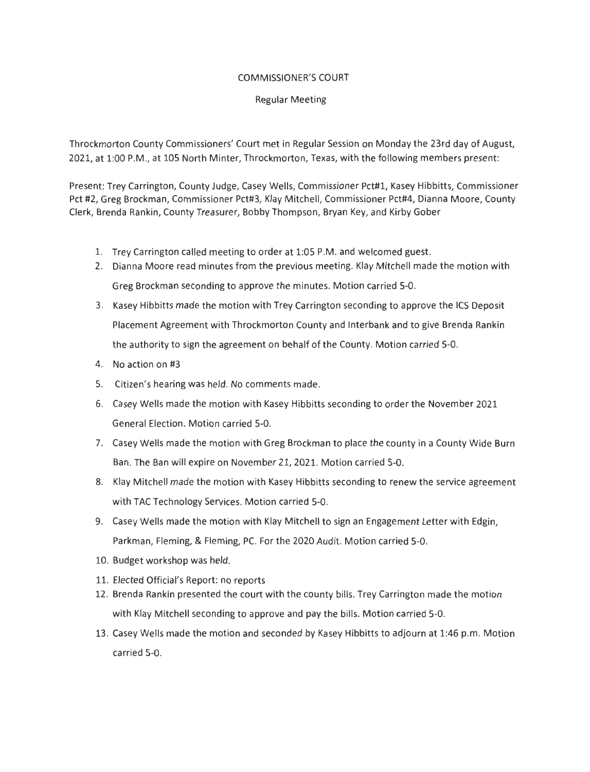COMMISSIONER'S COURT

Regular Meeting

Throckmorton County Commissioners' Court met in Regular Session on Monday the 23rd day of August, 2021, at 1:00 P.M., at 105 North Minter, Throckmorton, Texas, with the following members present:

Present: Trey Carrington, County Judge, Casey Wells, Commissioner Pct#1, Kasey Hibbitts, Commissioner Pct #2, Greg Brockman, Commissioner Pct#3, Klay Mitchell, Commissioner Pct#4, Dianna Moore, County Clerk, Brenda Rankin, County Treasurer, Bobby Thompson, Bryan Key, and Kirby Gober

1. Trey Carrington called meeting to order at 1:05 P.M. and welcomed guest.
2. Dianna Moore read minutes from the previous meeting. Klay Mitchell made the motion with Greg Brockman seconding to approve the minutes. Motion carried 5-0.
3. Kasey Hibbitts made the motion with Trey Carrington seconding to approve the ICS Deposit Placement Agreement with Throckmorton County and Interbank and to give Brenda Rankin the authority to sign the agreement on behalf of the County. Motion carried 5-0.
4. No action on #3
5. Citizen's hearing was held. No comments made.
6. Casey Wells made the motion with Kasey Hibbitts seconding to order the November 2021 General Election. Motion carried 5-0.
7. Casey Wells made the motion with Greg Brockman to place the county in a County Wide Burn Ban. The Ban will expire on November 21, 2021. Motion carried 5-0.
8. Klay Mitchell made the motion with Kasey Hibbitts seconding to renew the service agreement with TAC Technology Services. Motion carried 5-0.
9. Casey Wells made the motion with Klay Mitchell to sign an Engagement Letter with Edgin, Parkman, Fleming, & Fleming, PC. For the 2020 Audit. Motion carried 5-0.
10. Budget workshop was held.
11. Elected Official's Report: no reports
12. Brenda Rankin presented the court with the county bills. Trey Carrington made the motion with Klay Mitchell seconding to approve and pay the bills. Motion carried 5-0.
13. Casey Wells made the motion and seconded by Kasey Hibbitts to adjourn at 1:46 p.m. Motion carried 5-0.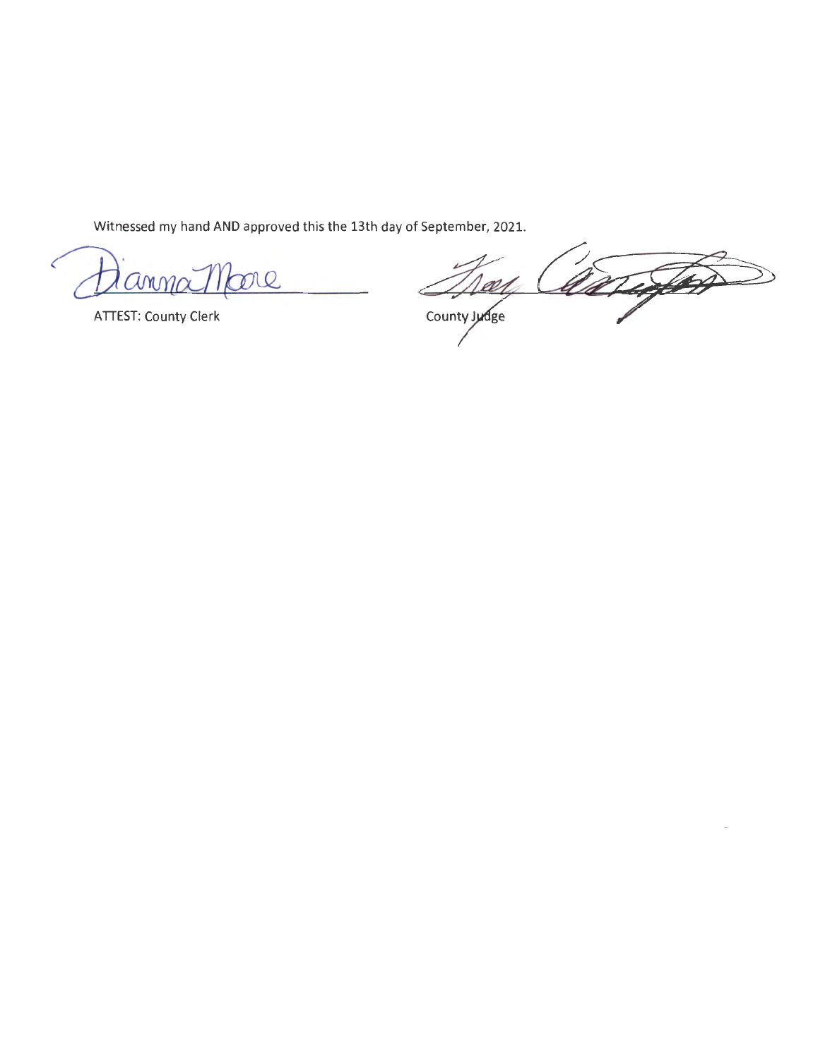Witnessed my hand AND approved this the 13th day of September, 2021.

Dianna Moore

ATTEST: County Clerk

County Judge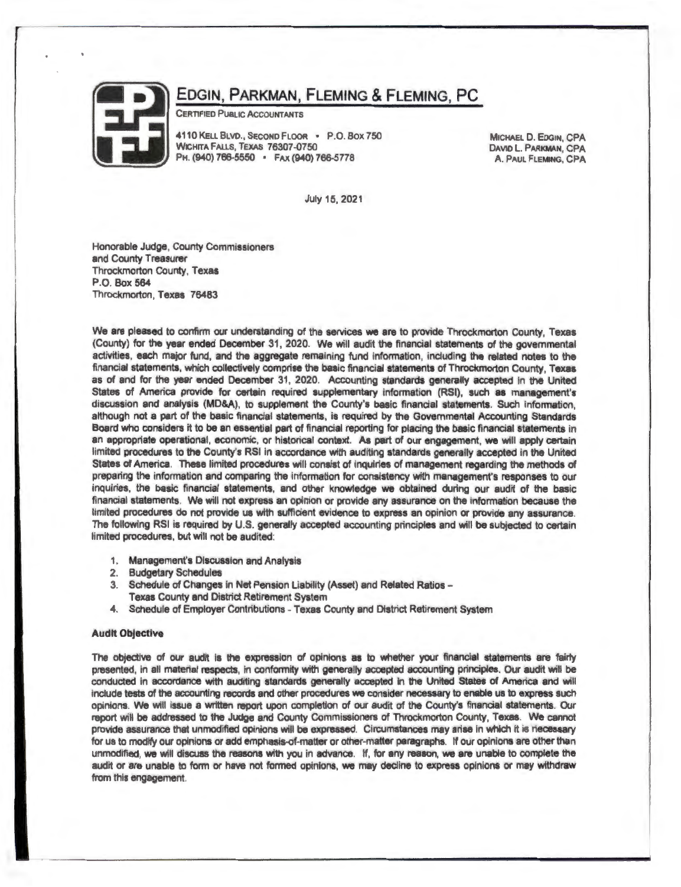# EDGIN, PARKMAN, FLEMING & FLEMING, PC

CERTIFIED PUBLIC ACCOUNTANTS

4110 KELL BLVD., SECOND FLOOR • P.O. BOX 750
WICHITA FALLS, TEXAS 76307-0750
PH. (940) 766-5550 • FAX (940) 766-5778

MICHAEL D. EDGIN, CPA
DAVID L. PARKMAN, CPA
A. PAUL FLEMING, CPA

July 15, 2021

Honorable Judge, County Commissioners
and County Treasurer
Throckmorton County, Texas
P.O. Box 564
Throckmorton, Texas 76483

We are pleased to confirm our understanding of the services we are to provide Throckmorton County, Texas (County) for the year ended December 31, 2020. We will audit the financial statements of the governmental activities, each major fund, and the aggregate remaining fund information, including the related notes to the financial statements, which collectively comprise the basic financial statements of Throckmorton County, Texas as of and for the year ended December 31, 2020. Accounting standards generally accepted in the United States of America provide for certain required supplementary information (RSI), such as management's discussion and analysis (MD&A), to supplement the County's basic financial statements. Such information, although not a part of the basic financial statements, is required by the Governmental Accounting Standards Board who considers it to be an essential part of financial reporting for placing the basic financial statements in an appropriate operational, economic, or historical context. As part of our engagement, we will apply certain limited procedures to the County's RSI in accordance with auditing standards generally accepted in the United States of America. These limited procedures will consist of inquiries of management regarding the methods of preparing the information and comparing the information for consistency with management's responses to our inquiries, the basic financial statements, and other knowledge we obtained during our audit of the basic financial statements. We will not express an opinion or provide any assurance on the information because the limited procedures do not provide us with sufficient evidence to express an opinion or provide any assurance. The following RSI is required by U.S. generally accepted accounting principles and will be subjected to certain limited procedures, but will not be audited:

1. Management's Discussion and Analysis
2. Budgetary Schedules
3. Schedule of Changes in Net Pension Liability (Asset) and Related Ratios – Texas County and District Retirement System
4. Schedule of Employer Contributions - Texas County and District Retirement System

**Audit Objective**

The objective of our audit is the expression of opinions as to whether your financial statements are fairly presented, in all material respects, in conformity with generally accepted accounting principles. Our audit will be conducted in accordance with auditing standards generally accepted in the United States of America and will include tests of the accounting records and other procedures we consider necessary to enable us to express such opinions. We will issue a written report upon completion of our audit of the County's financial statements. Our report will be addressed to the Judge and County Commissioners of Throckmorton County, Texas. We cannot provide assurance that unmodified opinions will be expressed. Circumstances may arise in which it is necessary for us to modify our opinions or add emphasis-of-matter or other-matter paragraphs. If our opinions are other than unmodified, we will discuss the reasons with you in advance. If, for any reason, we are unable to complete the audit or are unable to form or have not formed opinions, we may decline to express opinions or may withdraw from this engagement.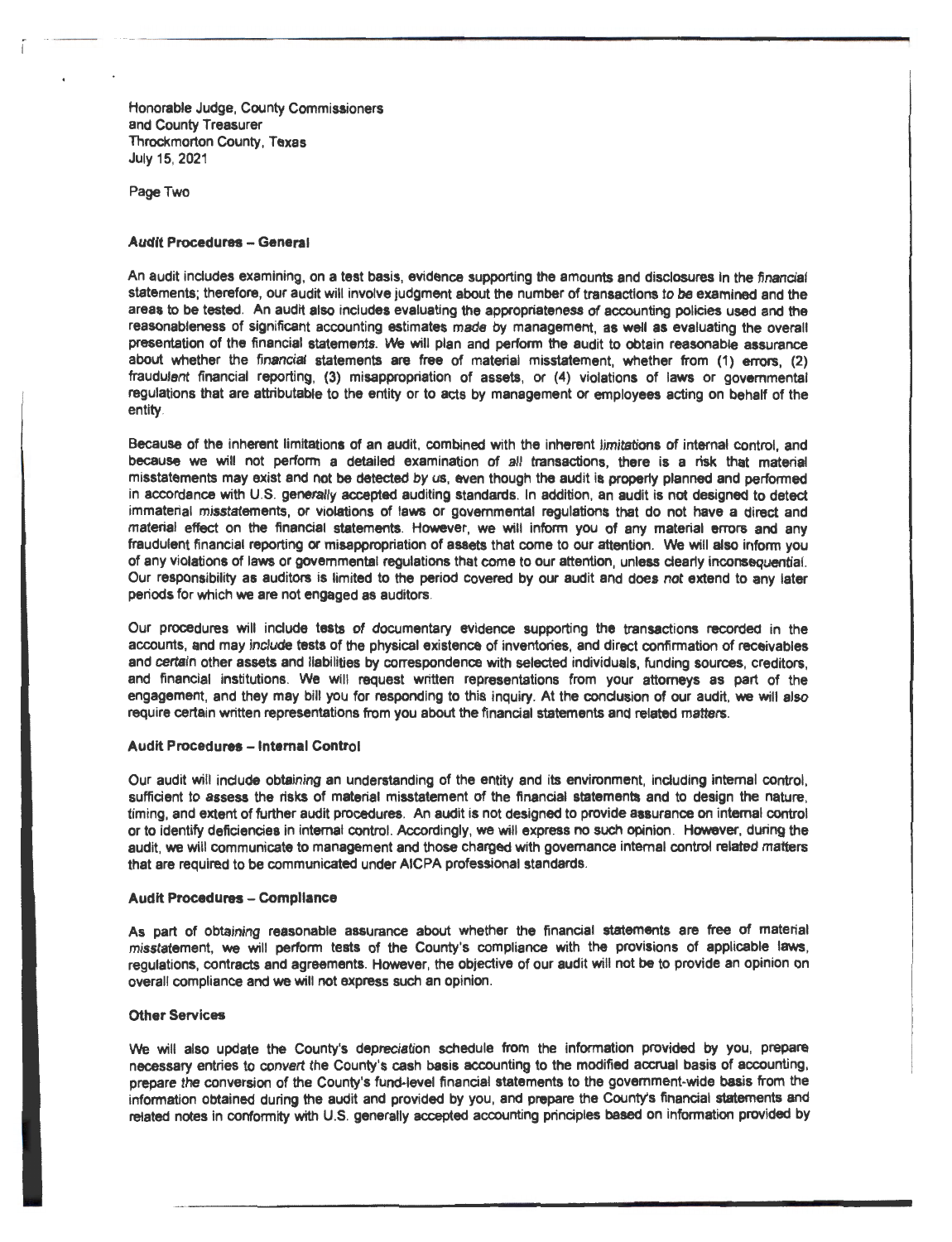Honorable Judge, County Commissioners
and County Treasurer
Throckmorton County, Texas
July 15, 2021

Page Two

**Audit Procedures – General**

An audit includes examining, on a test basis, evidence supporting the amounts and disclosures in the financial statements; therefore, our audit will involve judgment about the number of transactions to be examined and the areas to be tested. An audit also includes evaluating the appropriateness of accounting policies used and the reasonableness of significant accounting estimates made by management, as well as evaluating the overall presentation of the financial statements. We will plan and perform the audit to obtain reasonable assurance about whether the financial statements are free of material misstatement, whether from (1) errors, (2) fraudulent financial reporting, (3) misappropriation of assets, or (4) violations of laws or governmental regulations that are attributable to the entity or to acts by management or employees acting on behalf of the entity.

Because of the inherent limitations of an audit, combined with the inherent limitations of internal control, and because we will not perform a detailed examination of all transactions, there is a risk that material misstatements may exist and not be detected by us, even though the audit is properly planned and performed in accordance with U.S. generally accepted auditing standards. In addition, an audit is not designed to detect immaterial misstatements, or violations of laws or governmental regulations that do not have a direct and material effect on the financial statements. However, we will inform you of any material errors and any fraudulent financial reporting or misappropriation of assets that come to our attention. We will also inform you of any violations of laws or governmental regulations that come to our attention, unless clearly inconsequential. Our responsibility as auditors is limited to the period covered by our audit and does not extend to any later periods for which we are not engaged as auditors.

Our procedures will include tests of documentary evidence supporting the transactions recorded in the accounts, and may include tests of the physical existence of inventories, and direct confirmation of receivables and certain other assets and liabilities by correspondence with selected individuals, funding sources, creditors, and financial institutions. We will request written representations from your attorneys as part of the engagement, and they may bill you for responding to this inquiry. At the conclusion of our audit, we will also require certain written representations from you about the financial statements and related matters.

**Audit Procedures – Internal Control**

Our audit will include obtaining an understanding of the entity and its environment, including internal control, sufficient to assess the risks of material misstatement of the financial statements and to design the nature, timing, and extent of further audit procedures. An audit is not designed to provide assurance on internal control or to identify deficiencies in internal control. Accordingly, we will express no such opinion. However, during the audit, we will communicate to management and those charged with governance internal control related matters that are required to be communicated under AICPA professional standards.

**Audit Procedures – Compliance**

As part of obtaining reasonable assurance about whether the financial statements are free of material misstatement, we will perform tests of the County's compliance with the provisions of applicable laws, regulations, contracts and agreements. However, the objective of our audit will not be to provide an opinion on overall compliance and we will not express such an opinion.

**Other Services**

We will also update the County's depreciation schedule from the information provided by you, prepare necessary entries to convert the County's cash basis accounting to the modified accrual basis of accounting, prepare the conversion of the County's fund-level financial statements to the government-wide basis from the information obtained during the audit and provided by you, and prepare the County's financial statements and related notes in conformity with U.S. generally accepted accounting principles based on information provided by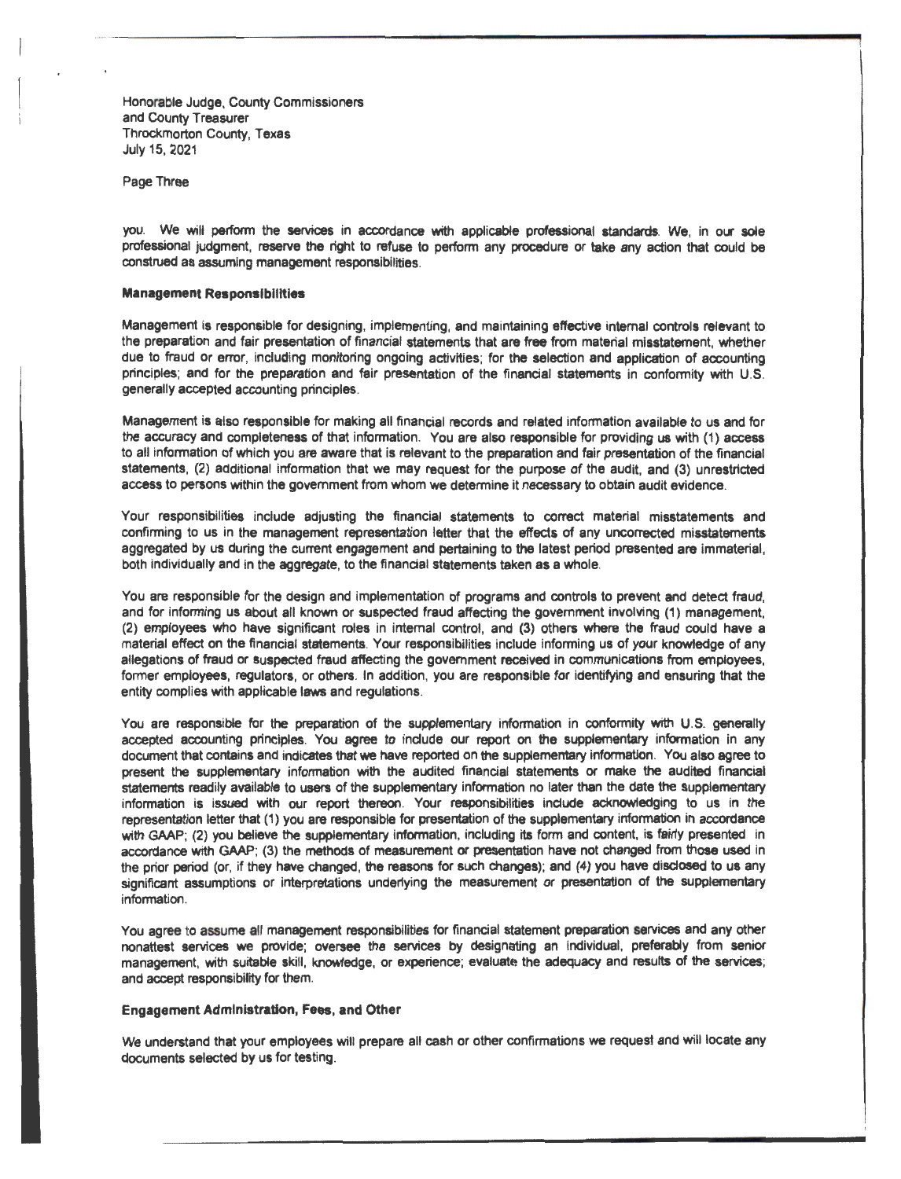Honorable Judge, County Commissioners
and County Treasurer
Throckmorton County, Texas
July 15, 2021

Page Three

you. We will perform the services in accordance with applicable professional standards. We, in our sole professional judgment, reserve the right to refuse to perform any procedure or take any action that could be construed as assuming management responsibilities.

**Management Responsibilities**

Management is responsible for designing, implementing, and maintaining effective internal controls relevant to the preparation and fair presentation of financial statements that are free from material misstatement, whether due to fraud or error, including monitoring ongoing activities; for the selection and application of accounting principles; and for the preparation and fair presentation of the financial statements in conformity with U.S. generally accepted accounting principles.

Management is also responsible for making all financial records and related information available to us and for the accuracy and completeness of that information. You are also responsible for providing us with (1) access to all information of which you are aware that is relevant to the preparation and fair presentation of the financial statements, (2) additional information that we may request for the purpose of the audit, and (3) unrestricted access to persons within the government from whom we determine it necessary to obtain audit evidence.

Your responsibilities include adjusting the financial statements to correct material misstatements and confirming to us in the management representation letter that the effects of any uncorrected misstatements aggregated by us during the current engagement and pertaining to the latest period presented are immaterial, both individually and in the aggregate, to the financial statements taken as a whole.

You are responsible for the design and implementation of programs and controls to prevent and detect fraud, and for informing us about all known or suspected fraud affecting the government involving (1) management, (2) employees who have significant roles in internal control, and (3) others where the fraud could have a material effect on the financial statements. Your responsibilities include informing us of your knowledge of any allegations of fraud or suspected fraud affecting the government received in communications from employees, former employees, regulators, or others. In addition, you are responsible for identifying and ensuring that the entity complies with applicable laws and regulations.

You are responsible for the preparation of the supplementary information in conformity with U.S. generally accepted accounting principles. You agree to include our report on the supplementary information in any document that contains and indicates that we have reported on the supplementary information. You also agree to present the supplementary information with the audited financial statements or make the audited financial statements readily available to users of the supplementary information no later than the date the supplementary information is issued with our report thereon. Your responsibilities include acknowledging to us in the representation letter that (1) you are responsible for presentation of the supplementary information in accordance with GAAP; (2) you believe the supplementary information, including its form and content, is fairly presented in accordance with GAAP; (3) the methods of measurement or presentation have not changed from those used in the prior period (or, if they have changed, the reasons for such changes); and (4) you have disclosed to us any significant assumptions or interpretations underlying the measurement or presentation of the supplementary information.

You agree to assume all management responsibilities for financial statement preparation services and any other nonattest services we provide; oversee the services by designating an individual, preferably from senior management, with suitable skill, knowledge, or experience; evaluate the adequacy and results of the services; and accept responsibility for them.

**Engagement Administration, Fees, and Other**

We understand that your employees will prepare all cash or other confirmations we request and will locate any documents selected by us for testing.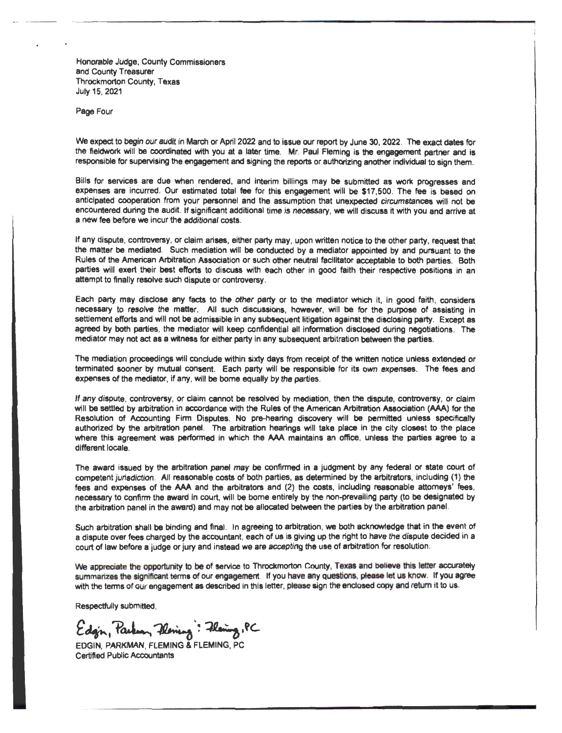Honorable Judge, County Commissioners
and County Treasurer
Throckmorton County, Texas
July 15, 2021

Page Four

We expect to begin our audit in March or April 2022 and to issue our report by June 30, 2022. The exact dates for the fieldwork will be coordinated with you at a later time. Mr. Paul Fleming is the engagement partner and is responsible for supervising the engagement and signing the reports or authorizing another individual to sign them.

Bills for services are due when rendered, and interim billings may be submitted as work progresses and expenses are incurred. Our estimated total fee for this engagement will be $17,500. The fee is based on anticipated cooperation from your personnel and the assumption that unexpected circumstances will not be encountered during the audit. If significant additional time is necessary, we will discuss it with you and arrive at a new fee before we incur the additional costs.

If any dispute, controversy, or claim arises, either party may, upon written notice to the other party, request that the matter be mediated. Such mediation will be conducted by a mediator appointed by and pursuant to the Rules of the American Arbitration Association or such other neutral facilitator acceptable to both parties. Both parties will exert their best efforts to discuss with each other in good faith their respective positions in an attempt to finally resolve such dispute or controversy.

Each party may disclose any facts to the other party or to the mediator which it, in good faith, considers necessary to resolve the matter. All such discussions, however, will be for the purpose of assisting in settlement efforts and will not be admissible in any subsequent litigation against the disclosing party. Except as agreed by both parties, the mediator will keep confidential all information disclosed during negotiations. The mediator may not act as a witness for either party in any subsequent arbitration between the parties.

The mediation proceedings will conclude within sixty days from receipt of the written notice unless extended or terminated sooner by mutual consent. Each party will be responsible for its own expenses. The fees and expenses of the mediator, if any, will be borne equally by the parties.

If any dispute, controversy, or claim cannot be resolved by mediation, then the dispute, controversy, or claim will be settled by arbitration in accordance with the Rules of the American Arbitration Association (AAA) for the Resolution of Accounting Firm Disputes. No pre-hearing discovery will be permitted unless specifically authorized by the arbitration panel. The arbitration hearings will take place in the city closest to the place where this agreement was performed in which the AAA maintains an office, unless the parties agree to a different locale.

The award issued by the arbitration panel may be confirmed in a judgment by any federal or state court of competent jurisdiction. All reasonable costs of both parties, as determined by the arbitrators, including (1) the fees and expenses of the AAA and the arbitrators and (2) the costs, including reasonable attorneys' fees, necessary to confirm the award in court, will be borne entirely by the non-prevailing party (to be designated by the arbitration panel in the award) and may not be allocated between the parties by the arbitration panel.

Such arbitration shall be binding and final. In agreeing to arbitration, we both acknowledge that in the event of a dispute over fees charged by the accountant, each of us is giving up the right to have the dispute decided in a court of law before a judge or jury and instead we are accepting the use of arbitration for resolution.

We appreciate the opportunity to be of service to Throckmorton County, Texas and believe this letter accurately summarizes the significant terms of our engagement. If you have any questions, please let us know. If you agree with the terms of our engagement as described in this letter, please sign the enclosed copy and return it to us.

Respectfully submitted,

*Edgin, Parkman, Fleming & Fleming, PC*

EDGIN, PARKMAN, FLEMING & FLEMING, PC
Certified Public Accountants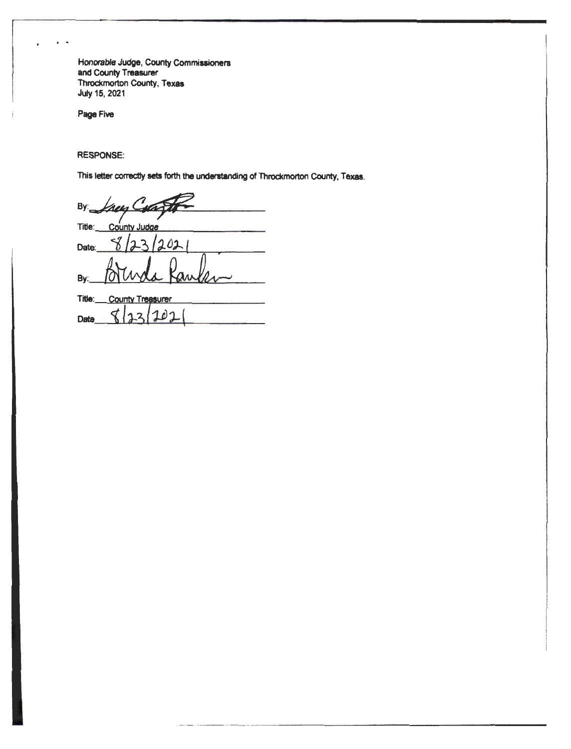Honorable Judge, County Commissioners
and County Treasurer
Throckmorton County, Texas
July 15, 2021

Page Five

RESPONSE:

This letter correctly sets forth the understanding of Throckmorton County, Texas.

By: *Trey Carrington*

Title: County Judge

Date: 8/23/2021

By: *Brenda Rankin*

Title: County Treasurer

Date 8/23/2021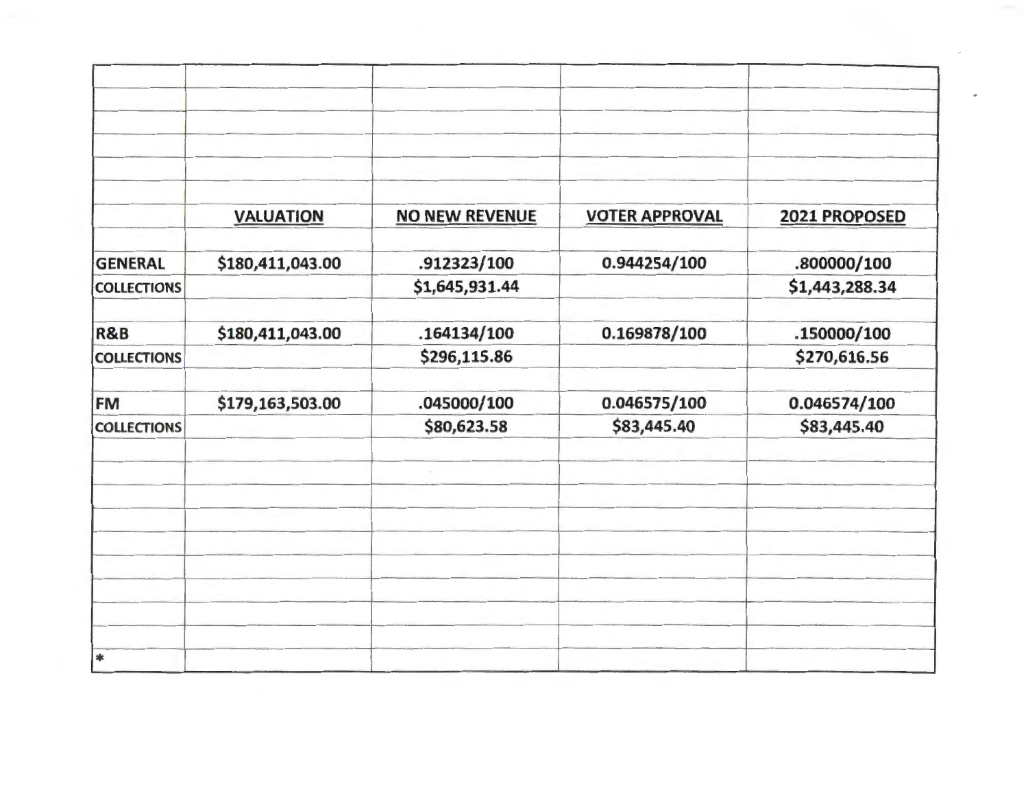| | VALUATION | NO NEW REVENUE | VOTER APPROVAL | 2021 PROPOSED |
|---|---|---|---|---|
| GENERAL | $180,411,043.00 | .912323/100 | 0.944254/100 | .800000/100 |
| COLLECTIONS | | $1,645,931.44 | | $1,443,288.34 |
| R&B | $180,411,043.00 | .164134/100 | 0.169878/100 | .150000/100 |
| COLLECTIONS | | $296,115.86 | | $270,616.56 |
| FM | $179,163,503.00 | .045000/100 | 0.046575/100 | 0.046574/100 |
| COLLECTIONS | | $80,623.58 | $83,445.40 | $83,445.40 |
| * | | | | |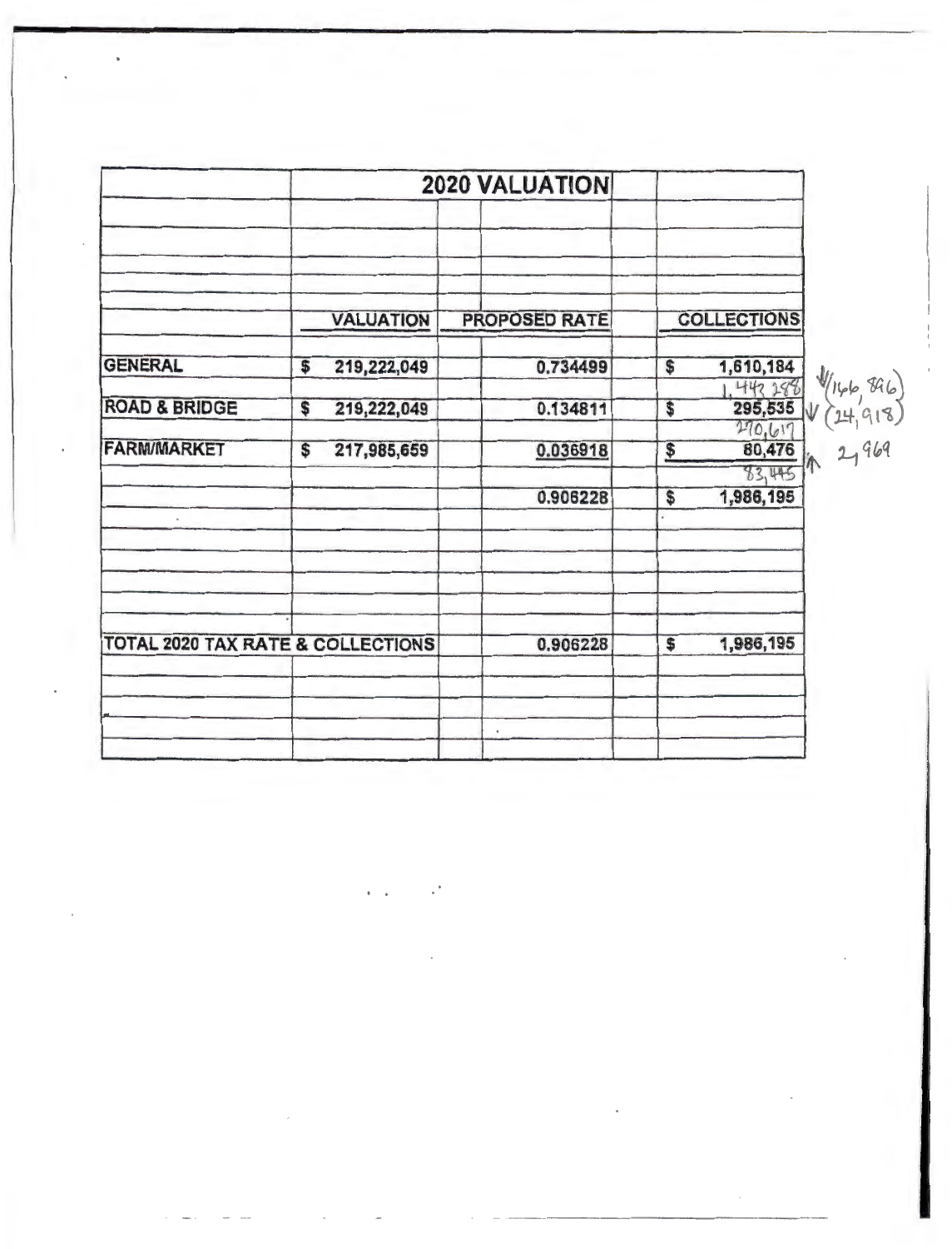| | 2020 VALUATION | | |
|---|---|---|---|
| | VALUATION | PROPOSED RATE | COLLECTIONS |
| GENERAL | $ 219,222,049 | 0.734499 | $ 1,610,184 |
| | | | 1,443,288 ↓(166,896) |
| ROAD & BRIDGE | $ 219,222,049 | 0.134811 | $ 295,535 |
| | | | 270,617 ↓(24,918) |
| FARM/MARKET | $ 217,985,659 | 0.036918 | $ 80,476 |
| | | | 83,445 ↑ 2,969 |
| | | 0.906228 | $ 1,986,195 |
| TOTAL 2020 TAX RATE & COLLECTIONS | | 0.906228 | $ 1,986,195 |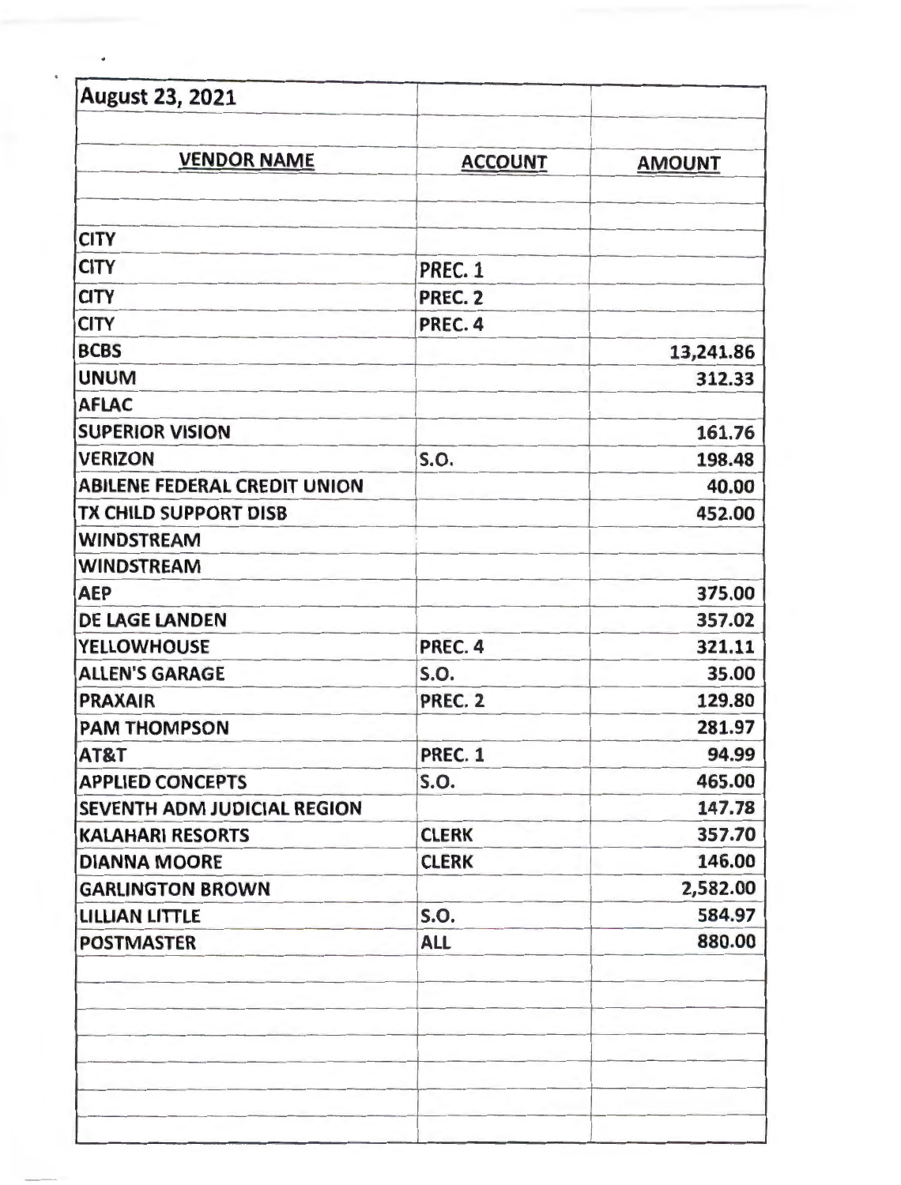| August 23, 2021 | | |
|---|---|---|
| **VENDOR NAME** | **ACCOUNT** | **AMOUNT** |
| CITY | | |
| CITY | PREC. 1 | |
| CITY | PREC. 2 | |
| CITY | PREC. 4 | |
| BCBS | | 13,241.86 |
| UNUM | | 312.33 |
| AFLAC | | |
| SUPERIOR VISION | | 161.76 |
| VERIZON | S.O. | 198.48 |
| ABILENE FEDERAL CREDIT UNION | | 40.00 |
| TX CHILD SUPPORT DISB | | 452.00 |
| WINDSTREAM | | |
| WINDSTREAM | | |
| AEP | | 375.00 |
| DE LAGE LANDEN | | 357.02 |
| YELLOWHOUSE | PREC. 4 | 321.11 |
| ALLEN'S GARAGE | S.O. | 35.00 |
| PRAXAIR | PREC. 2 | 129.80 |
| PAM THOMPSON | | 281.97 |
| AT&T | PREC. 1 | 94.99 |
| APPLIED CONCEPTS | S.O. | 465.00 |
| SEVENTH ADM JUDICIAL REGION | | 147.78 |
| KALAHARI RESORTS | CLERK | 357.70 |
| DIANNA MOORE | CLERK | 146.00 |
| GARLINGTON BROWN | | 2,582.00 |
| LILLIAN LITTLE | S.O. | 584.97 |
| POSTMASTER | ALL | 880.00 |